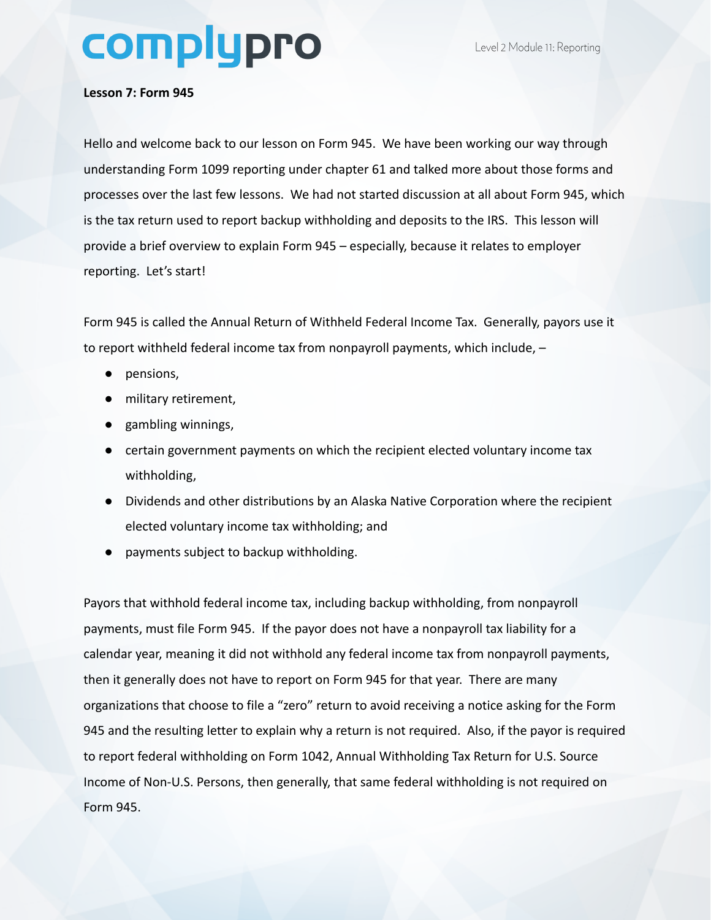**Lesson 7: Form 945**

Hello and welcome back to our lesson on Form 945. We have been working our way through understanding Form 1099 reporting under chapter 61 and talked more about those forms and processes over the last few lessons. We had not started discussion at all about Form 945, which is the tax return used to report backup withholding and deposits to the IRS. This lesson will provide a brief overview to explain Form 945 – especially, because it relates to employer reporting. Let's start!

Form 945 is called the Annual Return of Withheld Federal Income Tax. Generally, payors use it to report withheld federal income tax from nonpayroll payments, which include, –

- pensions,
- military retirement,
- gambling winnings,
- certain government payments on which the recipient elected voluntary income tax withholding,
- Dividends and other distributions by an Alaska Native Corporation where the recipient elected voluntary income tax withholding; and
- payments subject to backup withholding.

Payors that withhold federal income tax, including backup withholding, from nonpayroll payments, must file Form 945. If the payor does not have a nonpayroll tax liability for a calendar year, meaning it did not withhold any federal income tax from nonpayroll payments, then it generally does not have to report on Form 945 for that year. There are many organizations that choose to file a "zero" return to avoid receiving a notice asking for the Form 945 and the resulting letter to explain why a return is not required. Also, if the payor is required to report federal withholding on Form 1042, Annual Withholding Tax Return for U.S. Source Income of Non-U.S. Persons, then generally, that same federal withholding is not required on Form 945.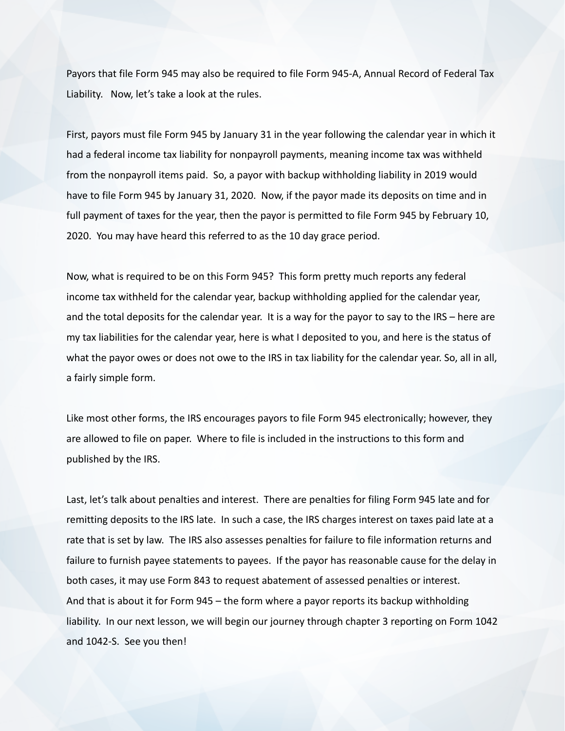Payors that file Form 945 may also be required to file Form 945-A, Annual Record of Federal Tax Liability. Now, let's take a look at the rules.

First, payors must file Form 945 by January 31 in the year following the calendar year in which it had a federal income tax liability for nonpayroll payments, meaning income tax was withheld from the nonpayroll items paid. So, a payor with backup withholding liability in 2019 would have to file Form 945 by January 31, 2020. Now, if the payor made its deposits on time and in full payment of taxes for the year, then the payor is permitted to file Form 945 by February 10, 2020. You may have heard this referred to as the 10 day grace period.

Now, what is required to be on this Form 945? This form pretty much reports any federal income tax withheld for the calendar year, backup withholding applied for the calendar year, and the total deposits for the calendar year. It is a way for the payor to say to the IRS – here are my tax liabilities for the calendar year, here is what I deposited to you, and here is the status of what the payor owes or does not owe to the IRS in tax liability for the calendar year. So, all in all, a fairly simple form.

Like most other forms, the IRS encourages payors to file Form 945 electronically; however, they are allowed to file on paper. Where to file is included in the instructions to this form and published by the IRS.

Last, let's talk about penalties and interest. There are penalties for filing Form 945 late and for remitting deposits to the IRS late. In such a case, the IRS charges interest on taxes paid late at a rate that is set by law. The IRS also assesses penalties for failure to file information returns and failure to furnish payee statements to payees. If the payor has reasonable cause for the delay in both cases, it may use Form 843 to request abatement of assessed penalties or interest.
And that is about it for Form 945 – the form where a payor reports its backup withholding liability. In our next lesson, we will begin our journey through chapter 3 reporting on Form 1042 and 1042-S. See you then!